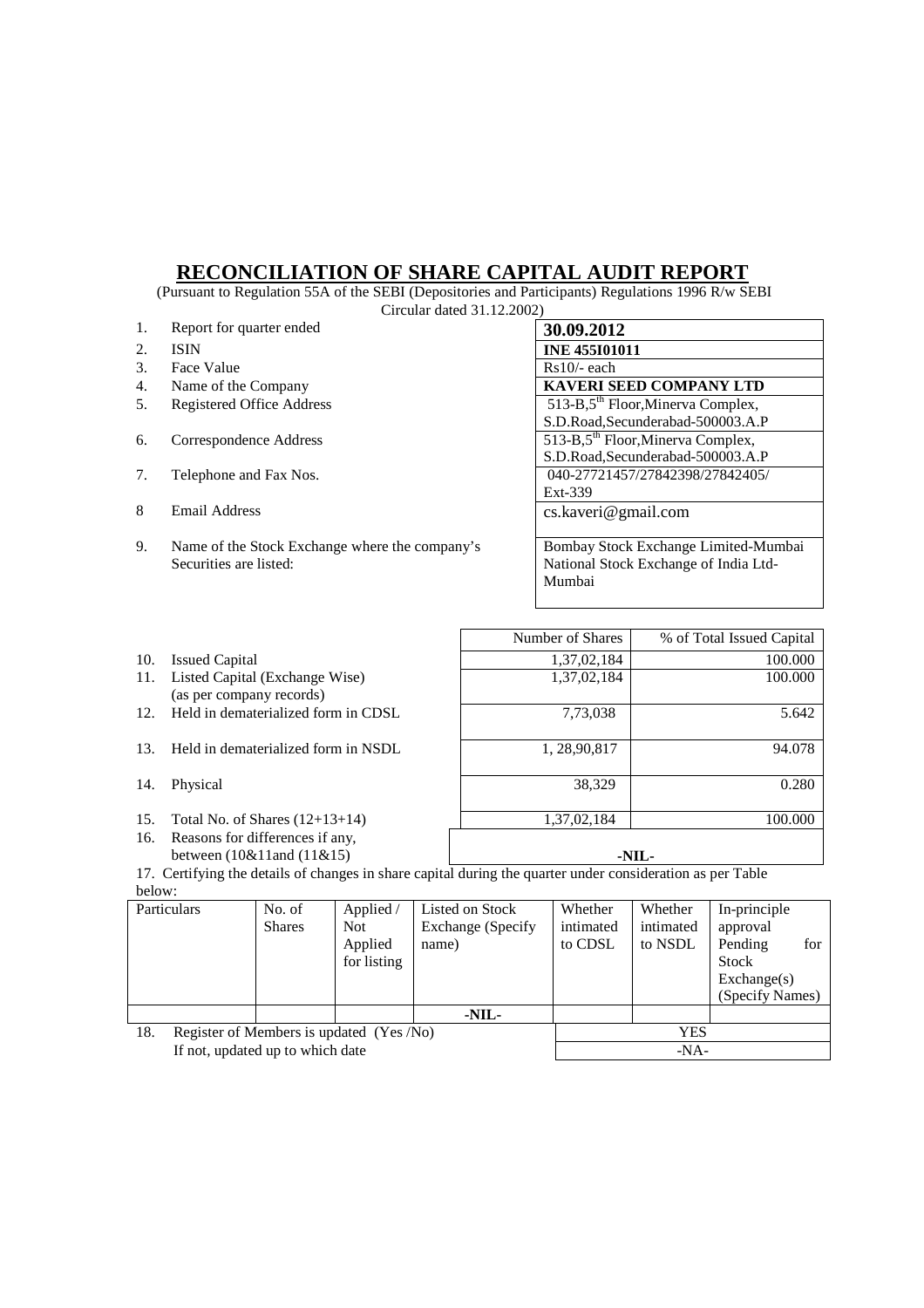# RECONCILIATION OF SHARE CAPITAL AUDIT REPORT

(Pursuant to Regulation 55A of the SEBI (Depositories and Participants) Regulations 1996 R/w SEBI Circular dated 31.12.2002)

| | | |
|---|---|---|
| 1. | Report for quarter ended | **30.09.2012** |
| 2. | ISIN | **INE 455I01011** |
| 3. | Face Value | Rs10/- each |
| 4. | Name of the Company | **KAVERI SEED COMPANY LTD** |
| 5. | Registered Office Address | 513-B,5th Floor,Minerva Complex, S.D.Road,Secunderabad-500003.A.P |
| 6. | Correspondence Address | 513-B,5th Floor,Minerva Complex, S.D.Road,Secunderabad-500003.A.P |
| 7. | Telephone and Fax Nos. | 040-27721457/27842398/27842405/ Ext-339 |
| 8 | Email Address | cs.kaveri@gmail.com |
| 9. | Name of the Stock Exchange where the company's Securities are listed: | Bombay Stock Exchange Limited-Mumbai National Stock Exchange of India Ltd-Mumbai |

| | | Number of Shares | % of Total Issued Capital |
|---|---|---|---|
| 10. | Issued Capital | 1,37,02,184 | 100.000 |
| 11. | Listed Capital (Exchange Wise) (as per company records) | 1,37,02,184 | 100.000 |
| 12. | Held in dematerialized form in CDSL | 7,73,038 | 5.642 |
| 13. | Held in dematerialized form in NSDL | 1, 28,90,817 | 94.078 |
| 14. | Physical | 38,329 | 0.280 |
| 15. | Total No. of Shares (12+13+14) | 1,37,02,184 | 100.000 |
| 16. | Reasons for differences if any, between (10&11and (11&15) | -NIL- | |

17. Certifying the details of changes in share capital during the quarter under consideration as per Table below:

| Particulars | No. of Shares | Applied / Not Applied for listing | Listed on Stock Exchange (Specify name) | Whether intimated to CDSL | Whether intimated to NSDL | In-principle approval Pending for Stock Exchange(s) (Specify Names) |
|---|---|---|---|---|---|---|
| | | | -NIL- | | | |

| | | |
|---|---|---|
| 18. | Register of Members is updated (Yes /No) | YES |
| | If not, updated up to which date | -NA- |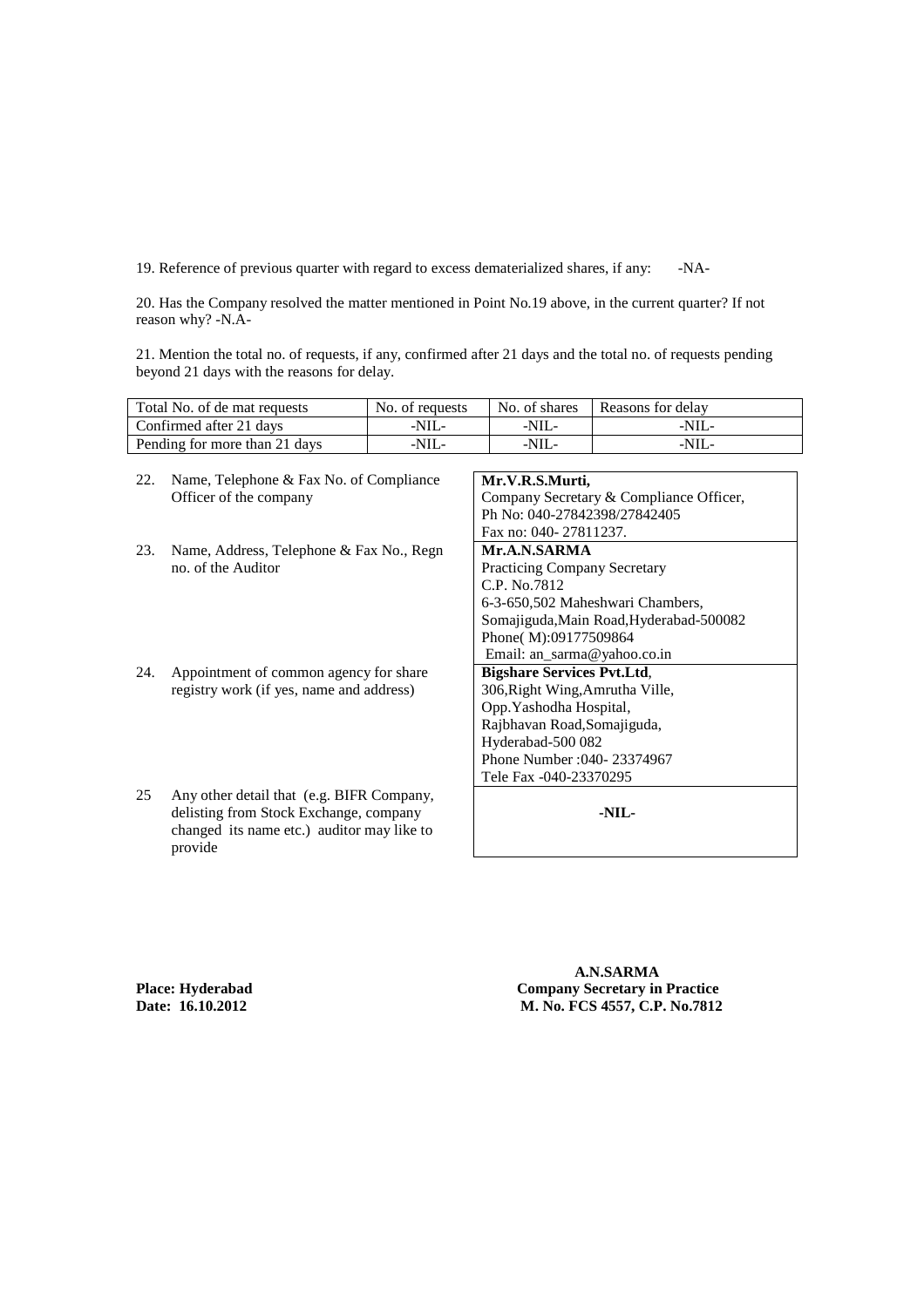19. Reference of previous quarter with regard to excess dematerialized shares, if any: -NA-

20. Has the Company resolved the matter mentioned in Point No.19 above, in the current quarter? If not reason why? -N.A-

21. Mention the total no. of requests, if any, confirmed after 21 days and the total no. of requests pending beyond 21 days with the reasons for delay.

| Total No. of de mat requests | No. of requests | No. of shares | Reasons for delay |
|---|---|---|---|
| Confirmed after 21 days | -NIL- | -NIL- | -NIL- |
| Pending for more than 21 days | -NIL- | -NIL- | -NIL- |

| | | |
|---|---|---|
| 22. | Name, Telephone & Fax No. of Compliance Officer of the company | **Mr.V.R.S.Murti,** Company Secretary & Compliance Officer, Ph No: 040-27842398/27842405 Fax no: 040- 27811237. |
| 23. | Name, Address, Telephone & Fax No., Regn no. of the Auditor | **Mr.A.N.SARMA** Practicing Company Secretary C.P. No.7812 6-3-650,502 Maheshwari Chambers, Somajiguda,Main Road,Hyderabad-500082 Phone( M):09177509864 Email: an_sarma@yahoo.co.in |
| 24. | Appointment of common agency for share registry work (if yes, name and address) | **Bigshare Services Pvt.Ltd**, 306,Right Wing,Amrutha Ville, Opp.Yashodha Hospital, Rajbhavan Road,Somajiguda, Hyderabad-500 082 Phone Number :040- 23374967 Tele Fax -040-23370295 |
| 25 | Any other detail that (e.g. BIFR Company, delisting from Stock Exchange, company changed its name etc.) auditor may like to provide | **-NIL-** |

**Place: Hyderabad**
**Date: 16.10.2012**

**A.N.SARMA**
**Company Secretary in Practice**
**M. No. FCS 4557, C.P. No.7812**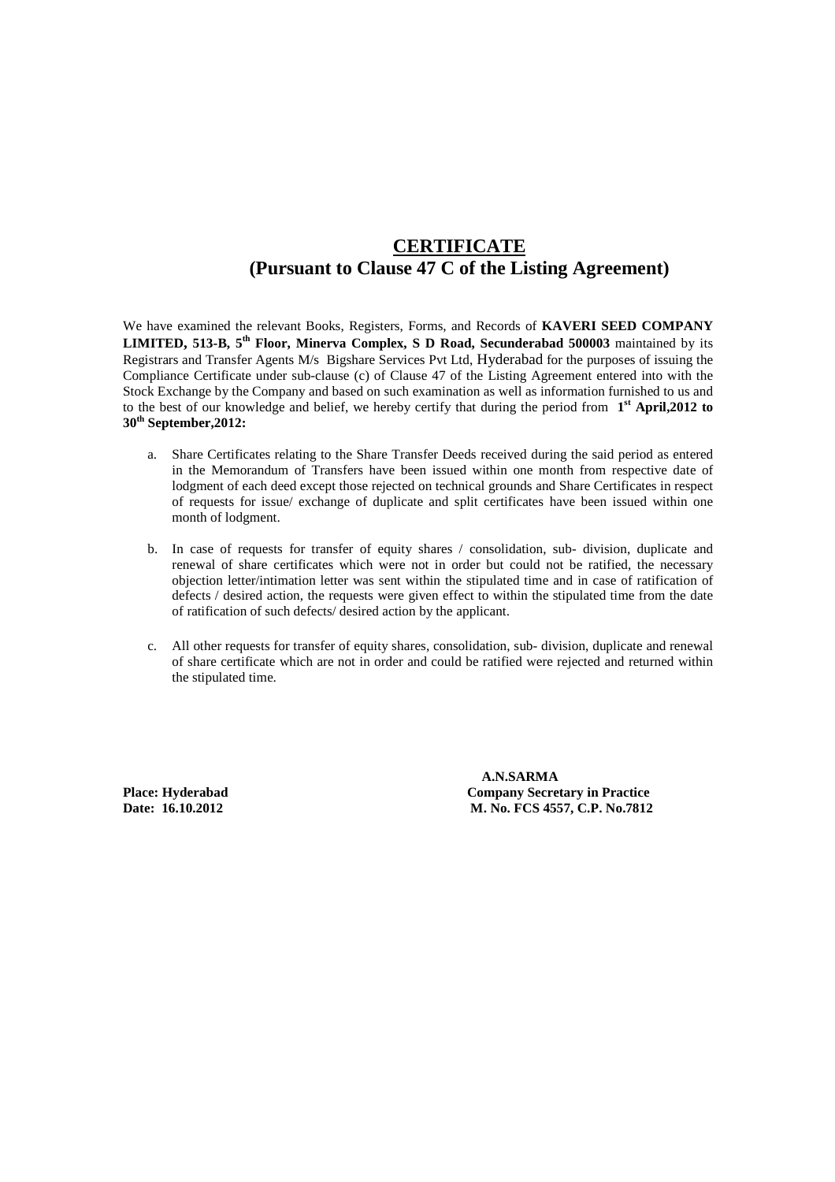# CERTIFICATE
## (Pursuant to Clause 47 C of the Listing Agreement)

We have examined the relevant Books, Registers, Forms, and Records of **KAVERI SEED COMPANY LIMITED, 513-B, 5th Floor, Minerva Complex, S D Road, Secunderabad 500003** maintained by its Registrars and Transfer Agents M/s Bigshare Services Pvt Ltd, Hyderabad for the purposes of issuing the Compliance Certificate under sub-clause (c) of Clause 47 of the Listing Agreement entered into with the Stock Exchange by the Company and based on such examination as well as information furnished to us and to the best of our knowledge and belief, we hereby certify that during the period from **1st April,2012 to 30th September,2012:**

a. Share Certificates relating to the Share Transfer Deeds received during the said period as entered in the Memorandum of Transfers have been issued within one month from respective date of lodgment of each deed except those rejected on technical grounds and Share Certificates in respect of requests for issue/ exchange of duplicate and split certificates have been issued within one month of lodgment.

b. In case of requests for transfer of equity shares / consolidation, sub- division, duplicate and renewal of share certificates which were not in order but could not be ratified, the necessary objection letter/intimation letter was sent within the stipulated time and in case of ratification of defects / desired action, the requests were given effect to within the stipulated time from the date of ratification of such defects/ desired action by the applicant.

c. All other requests for transfer of equity shares, consolidation, sub- division, duplicate and renewal of share certificate which are not in order and could be ratified were rejected and returned within the stipulated time.

**A.N.SARMA**
**Company Secretary in Practice**
**M. No. FCS 4557, C.P. No.7812**

**Place: Hyderabad**
**Date: 16.10.2012**